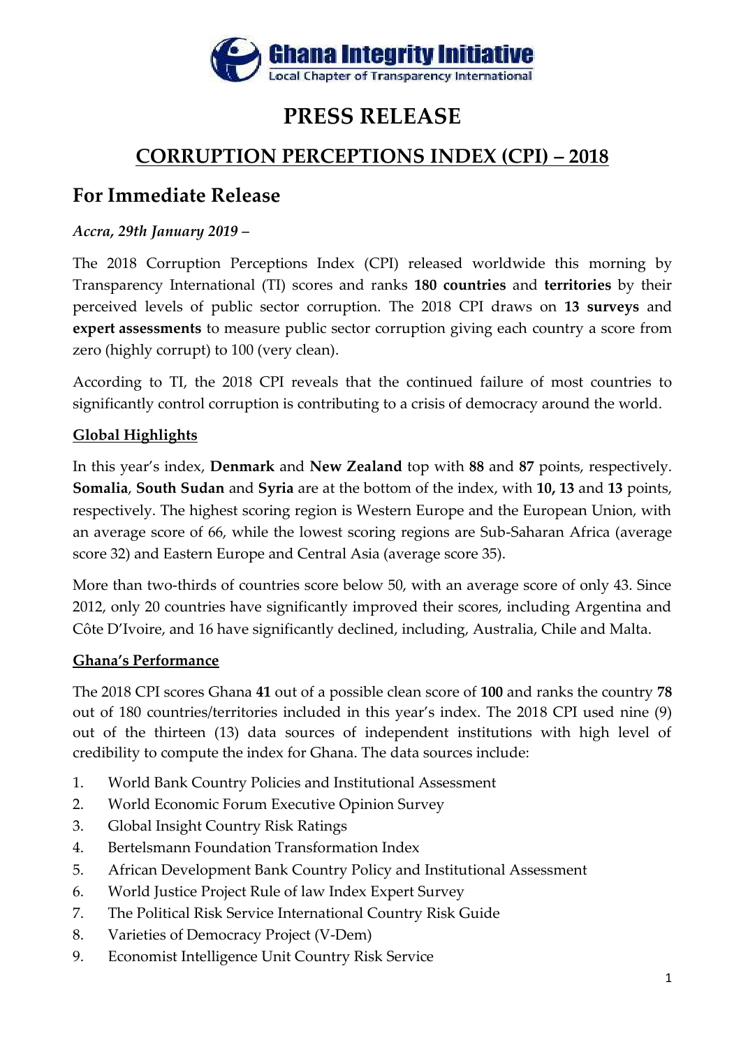Ghana Integrity Initiative
Local Chapter of Transparency International

# PRESS RELEASE

## CORRUPTION PERCEPTIONS INDEX (CPI) – 2018

## For Immediate Release

*Accra, 29th January 2019 –*

The 2018 Corruption Perceptions Index (CPI) released worldwide this morning by Transparency International (TI) scores and ranks **180 countries** and **territories** by their perceived levels of public sector corruption. The 2018 CPI draws on **13 surveys** and **expert assessments** to measure public sector corruption giving each country a score from zero (highly corrupt) to 100 (very clean).

According to TI, the 2018 CPI reveals that the continued failure of most countries to significantly control corruption is contributing to a crisis of democracy around the world.

### Global Highlights

In this year's index, **Denmark** and **New Zealand** top with **88** and **87** points, respectively. **Somalia**, **South Sudan** and **Syria** are at the bottom of the index, with **10, 13** and **13** points, respectively. The highest scoring region is Western Europe and the European Union, with an average score of 66, while the lowest scoring regions are Sub-Saharan Africa (average score 32) and Eastern Europe and Central Asia (average score 35).

More than two-thirds of countries score below 50, with an average score of only 43. Since 2012, only 20 countries have significantly improved their scores, including Argentina and Côte D'Ivoire, and 16 have significantly declined, including, Australia, Chile and Malta.

### Ghana's Performance

The 2018 CPI scores Ghana **41** out of a possible clean score of **100** and ranks the country **78** out of 180 countries/territories included in this year's index. The 2018 CPI used nine (9) out of the thirteen (13) data sources of independent institutions with high level of credibility to compute the index for Ghana. The data sources include:

1. World Bank Country Policies and Institutional Assessment
2. World Economic Forum Executive Opinion Survey
3. Global Insight Country Risk Ratings
4. Bertelsmann Foundation Transformation Index
5. African Development Bank Country Policy and Institutional Assessment
6. World Justice Project Rule of law Index Expert Survey
7. The Political Risk Service International Country Risk Guide
8. Varieties of Democracy Project (V-Dem)
9. Economist Intelligence Unit Country Risk Service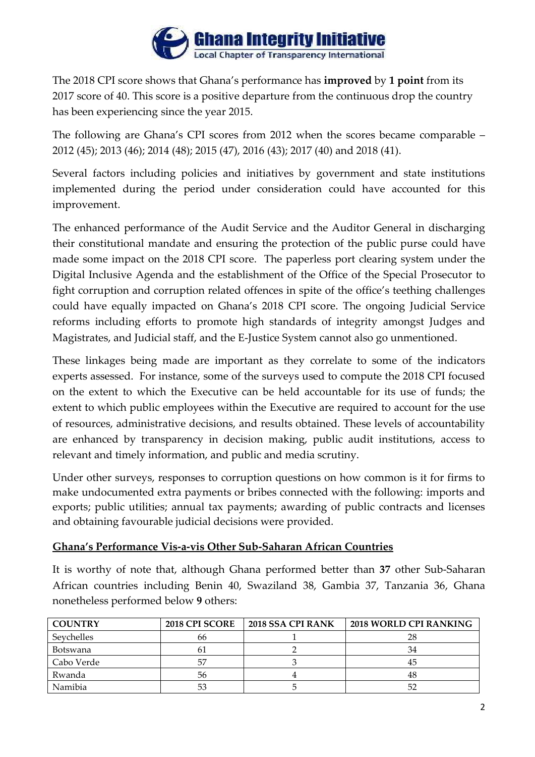The 2018 CPI score shows that Ghana's performance has **improved** by **1 point** from its 2017 score of 40. This score is a positive departure from the continuous drop the country has been experiencing since the year 2015.

The following are Ghana's CPI scores from 2012 when the scores became comparable – 2012 (45); 2013 (46); 2014 (48); 2015 (47), 2016 (43); 2017 (40) and 2018 (41).

Several factors including policies and initiatives by government and state institutions implemented during the period under consideration could have accounted for this improvement.

The enhanced performance of the Audit Service and the Auditor General in discharging their constitutional mandate and ensuring the protection of the public purse could have made some impact on the 2018 CPI score. The paperless port clearing system under the Digital Inclusive Agenda and the establishment of the Office of the Special Prosecutor to fight corruption and corruption related offences in spite of the office's teething challenges could have equally impacted on Ghana's 2018 CPI score. The ongoing Judicial Service reforms including efforts to promote high standards of integrity amongst Judges and Magistrates, and Judicial staff, and the E-Justice System cannot also go unmentioned.

These linkages being made are important as they correlate to some of the indicators experts assessed. For instance, some of the surveys used to compute the 2018 CPI focused on the extent to which the Executive can be held accountable for its use of funds; the extent to which public employees within the Executive are required to account for the use of resources, administrative decisions, and results obtained. These levels of accountability are enhanced by transparency in decision making, public audit institutions, access to relevant and timely information, and public and media scrutiny.

Under other surveys, responses to corruption questions on how common is it for firms to make undocumented extra payments or bribes connected with the following: imports and exports; public utilities; annual tax payments; awarding of public contracts and licenses and obtaining favourable judicial decisions were provided.

## Ghana's Performance Vis-a-vis Other Sub-Saharan African Countries

It is worthy of note that, although Ghana performed better than **37** other Sub-Saharan African countries including Benin 40, Swaziland 38, Gambia 37, Tanzania 36, Ghana nonetheless performed below **9** others:

| COUNTRY | 2018 CPI SCORE | 2018 SSA CPI RANK | 2018 WORLD CPI RANKING |
|---|---|---|---|
| Seychelles | 66 | 1 | 28 |
| Botswana | 61 | 2 | 34 |
| Cabo Verde | 57 | 3 | 45 |
| Rwanda | 56 | 4 | 48 |
| Namibia | 53 | 5 | 52 |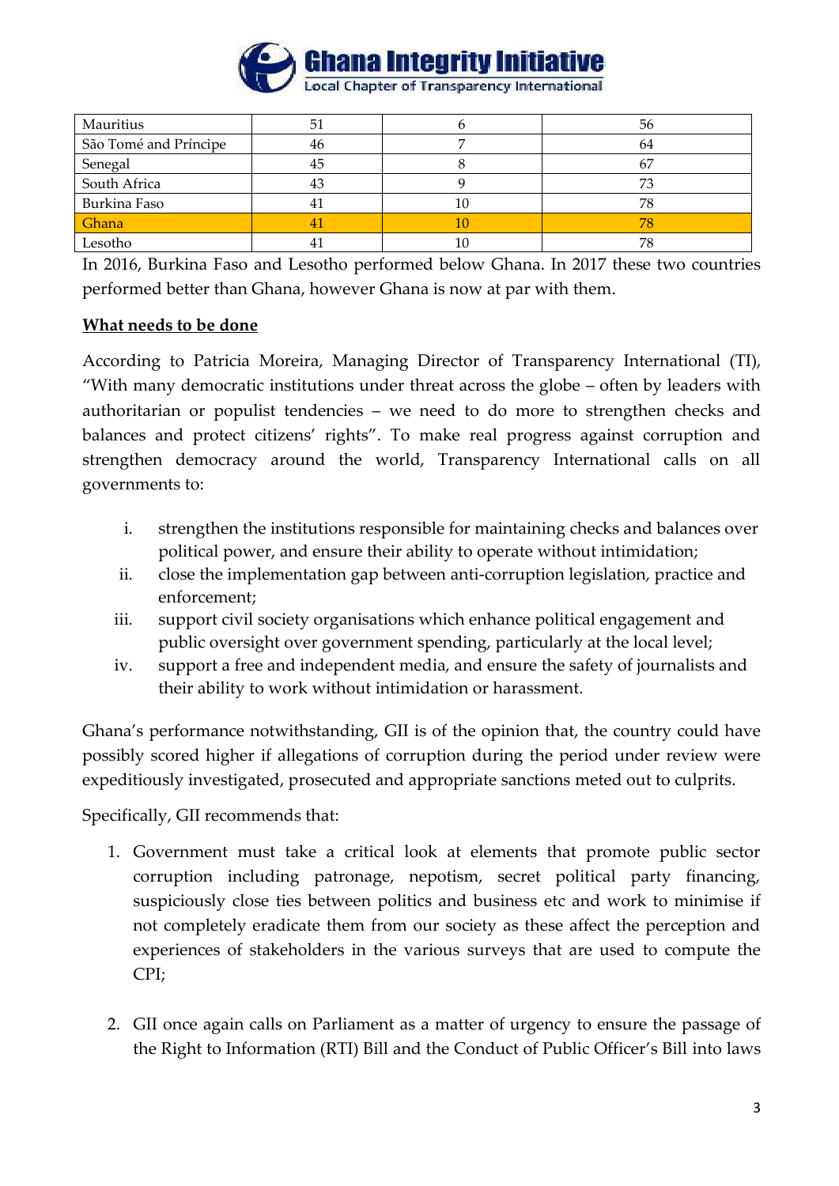| | | | |
|---|---|---|---|
| Mauritius | 51 | 6 | 56 |
| São Tomé and Príncipe | 46 | 7 | 64 |
| Senegal | 45 | 8 | 67 |
| South Africa | 43 | 9 | 73 |
| Burkina Faso | 41 | 10 | 78 |
| Ghana | 41 | 10 | 78 |
| Lesotho | 41 | 10 | 78 |

In 2016, Burkina Faso and Lesotho performed below Ghana. In 2017 these two countries performed better than Ghana, however Ghana is now at par with them.

**What needs to be done**

According to Patricia Moreira, Managing Director of Transparency International (TI), "With many democratic institutions under threat across the globe – often by leaders with authoritarian or populist tendencies – we need to do more to strengthen checks and balances and protect citizens' rights". To make real progress against corruption and strengthen democracy around the world, Transparency International calls on all governments to:

i. strengthen the institutions responsible for maintaining checks and balances over political power, and ensure their ability to operate without intimidation;
ii. close the implementation gap between anti-corruption legislation, practice and enforcement;
iii. support civil society organisations which enhance political engagement and public oversight over government spending, particularly at the local level;
iv. support a free and independent media, and ensure the safety of journalists and their ability to work without intimidation or harassment.

Ghana's performance notwithstanding, GII is of the opinion that, the country could have possibly scored higher if allegations of corruption during the period under review were expeditiously investigated, prosecuted and appropriate sanctions meted out to culprits.

Specifically, GII recommends that:

1. Government must take a critical look at elements that promote public sector corruption including patronage, nepotism, secret political party financing, suspiciously close ties between politics and business etc and work to minimise if not completely eradicate them from our society as these affect the perception and experiences of stakeholders in the various surveys that are used to compute the CPI;

2. GII once again calls on Parliament as a matter of urgency to ensure the passage of the Right to Information (RTI) Bill and the Conduct of Public Officer's Bill into laws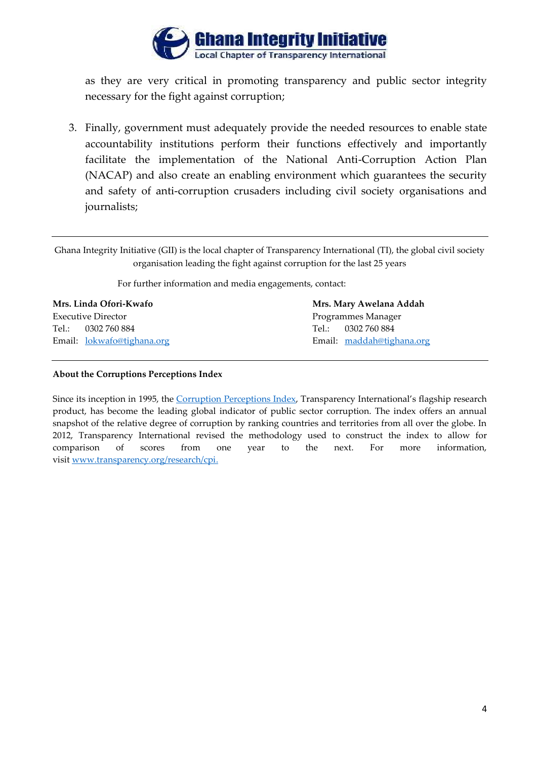as they are very critical in promoting transparency and public sector integrity necessary for the fight against corruption;

3. Finally, government must adequately provide the needed resources to enable state accountability institutions perform their functions effectively and importantly facilitate the implementation of the National Anti-Corruption Action Plan (NACAP) and also create an enabling environment which guarantees the security and safety of anti-corruption crusaders including civil society organisations and journalists;

---

Ghana Integrity Initiative (GII) is the local chapter of Transparency International (TI), the global civil society organisation leading the fight against corruption for the last 25 years

For further information and media engagements, contact:

**Mrs. Linda Ofori-Kwafo**
Executive Director
Tel.: 0302 760 884
Email: lokwafo@tighana.org

**Mrs. Mary Awelana Addah**
Programmes Manager
Tel.: 0302 760 884
Email: maddah@tighana.org

---

**About the Corruptions Perceptions Index**

Since its inception in 1995, the Corruption Perceptions Index, Transparency International's flagship research product, has become the leading global indicator of public sector corruption. The index offers an annual snapshot of the relative degree of corruption by ranking countries and territories from all over the globe. In 2012, Transparency International revised the methodology used to construct the index to allow for comparison of scores from one year to the next. For more information, visit www.transparency.org/research/cpi.